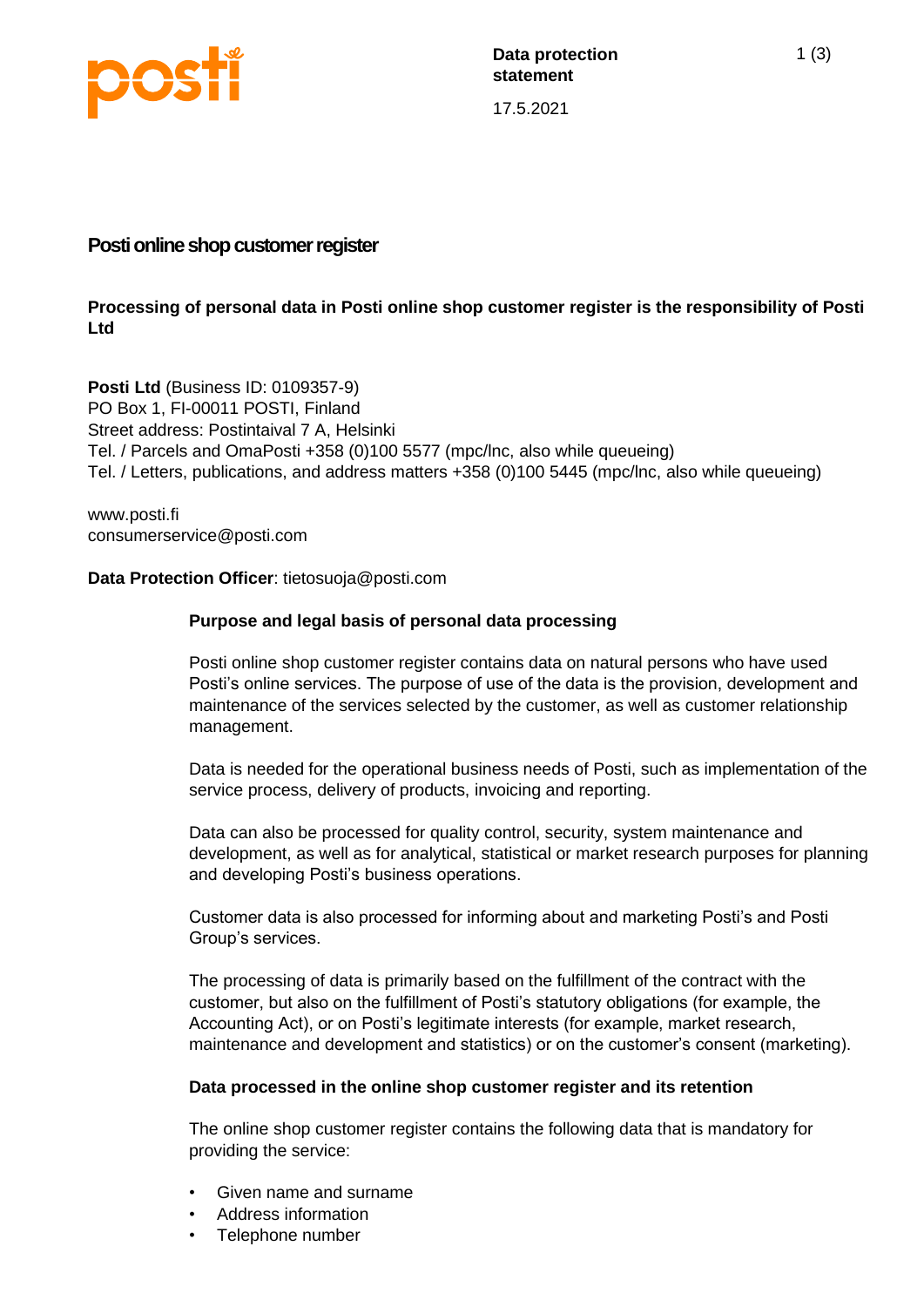Data protection statement

17.5.2021

# Posti online shop customer register

**Processing of personal data in Posti online shop customer register is the responsibility of Posti Ltd**

**Posti Ltd** (Business ID: 0109357-9)
PO Box 1, FI-00011 POSTI, Finland
Street address: Postintaival 7 A, Helsinki
Tel. / Parcels and OmaPosti +358 (0)100 5577 (mpc/lnc, also while queueing)
Tel. / Letters, publications, and address matters +358 (0)100 5445 (mpc/lnc, also while queueing)

www.posti.fi
consumerservice@posti.com

**Data Protection Officer**: tietosuoja@posti.com

## Purpose and legal basis of personal data processing

Posti online shop customer register contains data on natural persons who have used Posti's online services. The purpose of use of the data is the provision, development and maintenance of the services selected by the customer, as well as customer relationship management.

Data is needed for the operational business needs of Posti, such as implementation of the service process, delivery of products, invoicing and reporting.

Data can also be processed for quality control, security, system maintenance and development, as well as for analytical, statistical or market research purposes for planning and developing Posti's business operations.

Customer data is also processed for informing about and marketing Posti's and Posti Group's services.

The processing of data is primarily based on the fulfillment of the contract with the customer, but also on the fulfillment of Posti's statutory obligations (for example, the Accounting Act), or on Posti's legitimate interests (for example, market research, maintenance and development and statistics) or on the customer's consent (marketing).

## Data processed in the online shop customer register and its retention

The online shop customer register contains the following data that is mandatory for providing the service:

- Given name and surname
- Address information
- Telephone number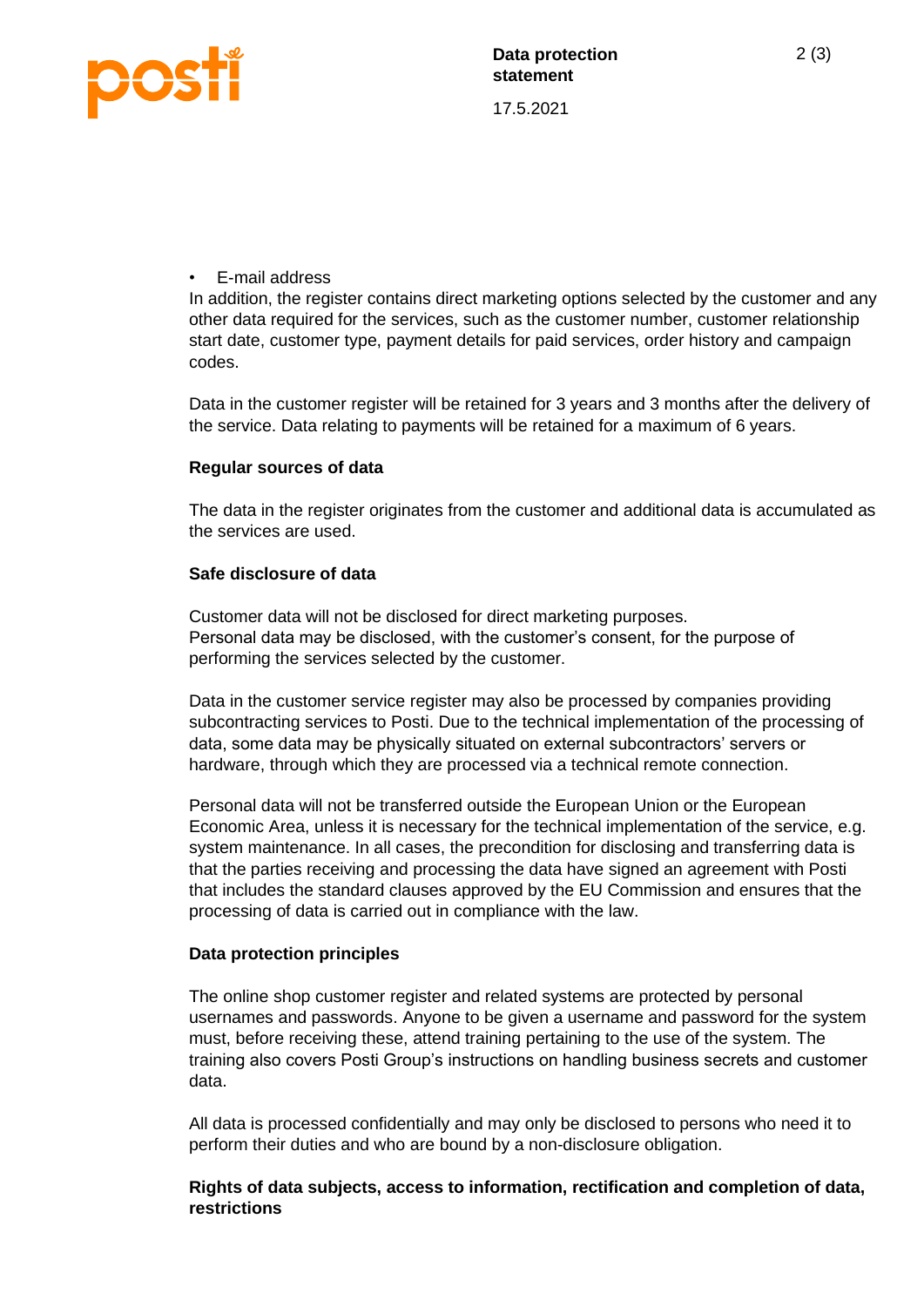- E-mail address

In addition, the register contains direct marketing options selected by the customer and any other data required for the services, such as the customer number, customer relationship start date, customer type, payment details for paid services, order history and campaign codes.

Data in the customer register will be retained for 3 years and 3 months after the delivery of the service. Data relating to payments will be retained for a maximum of 6 years.

**Regular sources of data**

The data in the register originates from the customer and additional data is accumulated as the services are used.

**Safe disclosure of data**

Customer data will not be disclosed for direct marketing purposes.
Personal data may be disclosed, with the customer's consent, for the purpose of performing the services selected by the customer.

Data in the customer service register may also be processed by companies providing subcontracting services to Posti. Due to the technical implementation of the processing of data, some data may be physically situated on external subcontractors' servers or hardware, through which they are processed via a technical remote connection.

Personal data will not be transferred outside the European Union or the European Economic Area, unless it is necessary for the technical implementation of the service, e.g. system maintenance. In all cases, the precondition for disclosing and transferring data is that the parties receiving and processing the data have signed an agreement with Posti that includes the standard clauses approved by the EU Commission and ensures that the processing of data is carried out in compliance with the law.

**Data protection principles**

The online shop customer register and related systems are protected by personal usernames and passwords. Anyone to be given a username and password for the system must, before receiving these, attend training pertaining to the use of the system. The training also covers Posti Group's instructions on handling business secrets and customer data.

All data is processed confidentially and may only be disclosed to persons who need it to perform their duties and who are bound by a non-disclosure obligation.

**Rights of data subjects, access to information, rectification and completion of data, restrictions**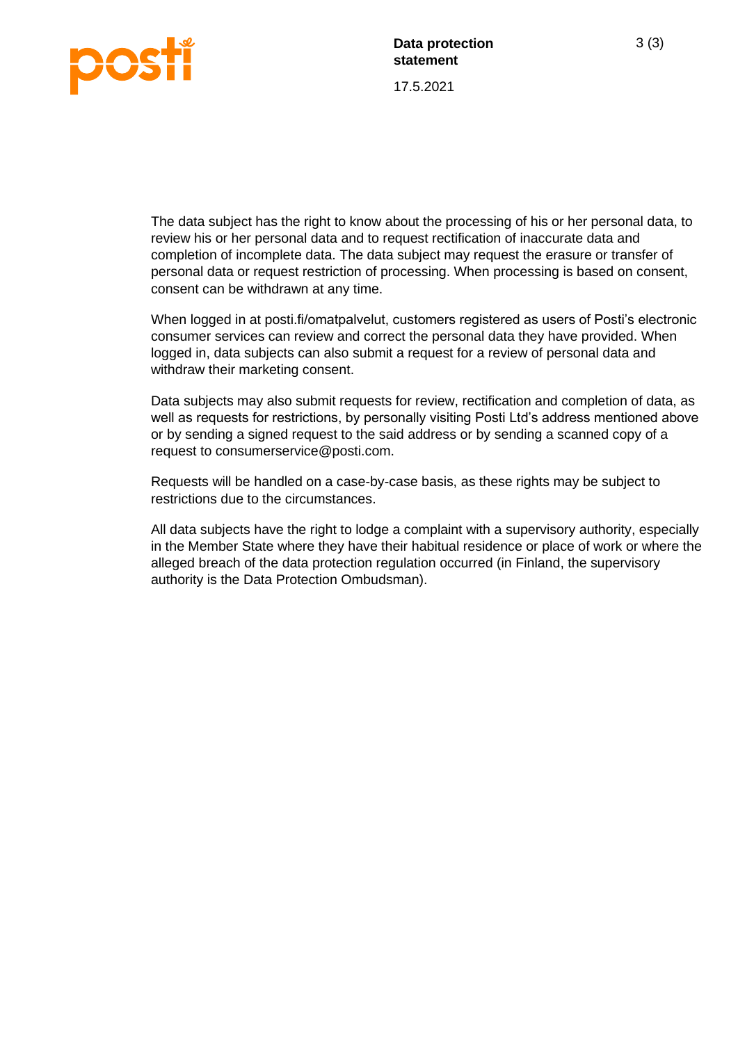The data subject has the right to know about the processing of his or her personal data, to review his or her personal data and to request rectification of inaccurate data and completion of incomplete data. The data subject may request the erasure or transfer of personal data or request restriction of processing. When processing is based on consent, consent can be withdrawn at any time.

When logged in at posti.fi/omatpalvelut, customers registered as users of Posti's electronic consumer services can review and correct the personal data they have provided. When logged in, data subjects can also submit a request for a review of personal data and withdraw their marketing consent.

Data subjects may also submit requests for review, rectification and completion of data, as well as requests for restrictions, by personally visiting Posti Ltd's address mentioned above or by sending a signed request to the said address or by sending a scanned copy of a request to consumerservice@posti.com.

Requests will be handled on a case-by-case basis, as these rights may be subject to restrictions due to the circumstances.

All data subjects have the right to lodge a complaint with a supervisory authority, especially in the Member State where they have their habitual residence or place of work or where the alleged breach of the data protection regulation occurred (in Finland, the supervisory authority is the Data Protection Ombudsman).